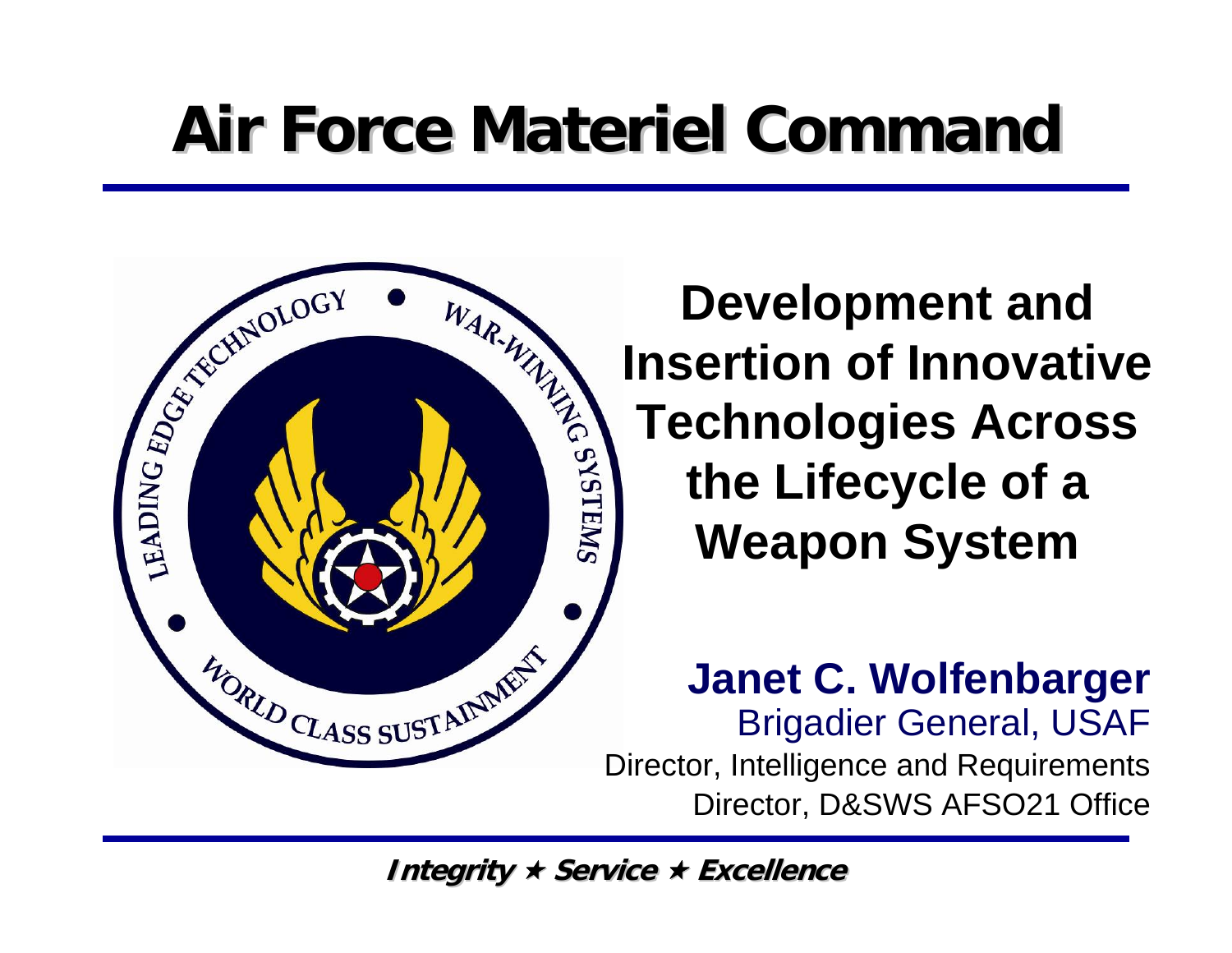# Air Force Materiel Command

## Development and Insertion of Innovative Technologies Across the Lifecycle of a Weapon System

**Janet C. Wolfenbarger**
Brigadier General, USAF
Director, Intelligence and Requirements
Director, D&SWS AFSO21 Office

***Integrity ★ Service ★ Excellence***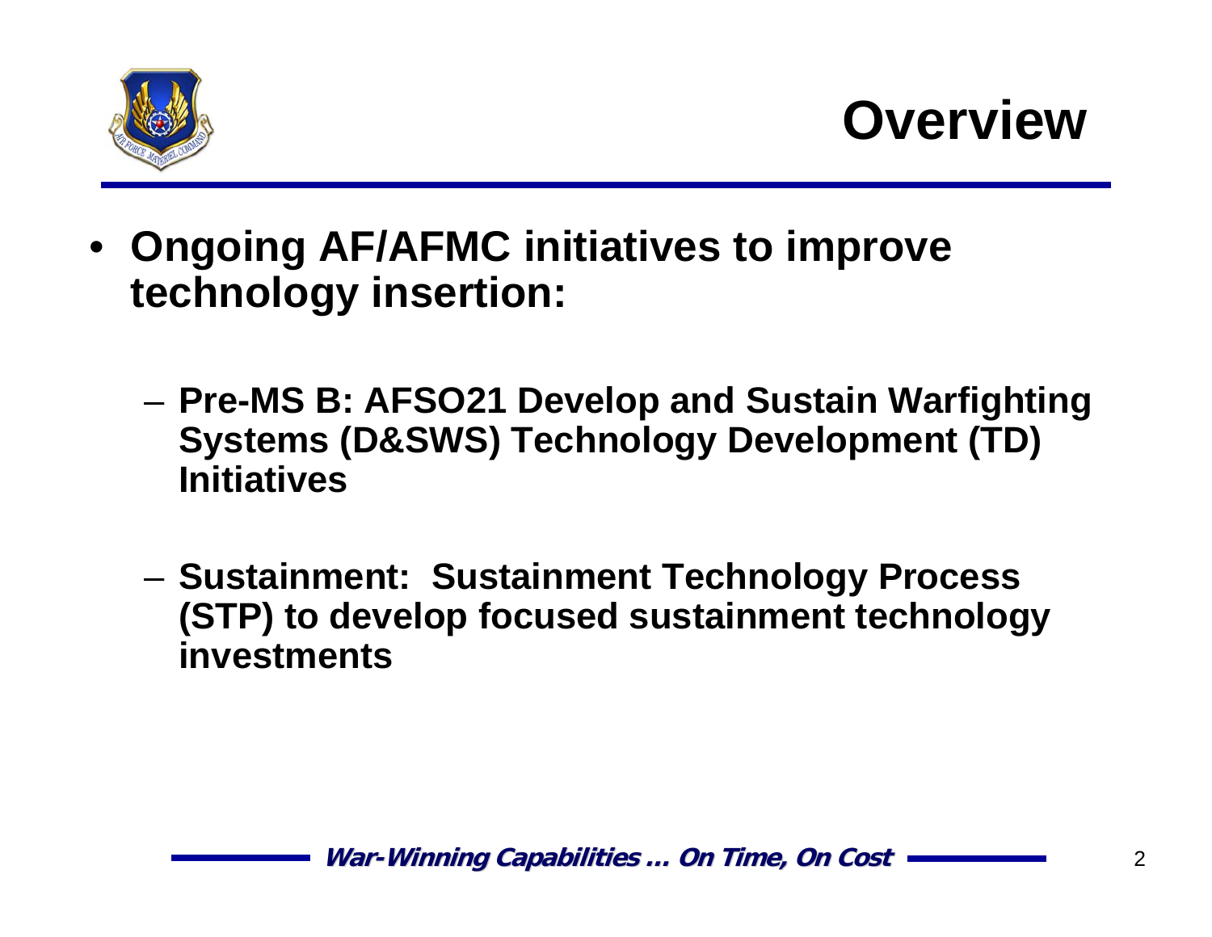# Overview

- **Ongoing AF/AFMC initiatives to improve technology insertion:**
  - **Pre-MS B: AFSO21 Develop and Sustain Warfighting Systems (D&SWS) Technology Development (TD) Initiatives**
  - **Sustainment: Sustainment Technology Process (STP) to develop focused sustainment technology investments**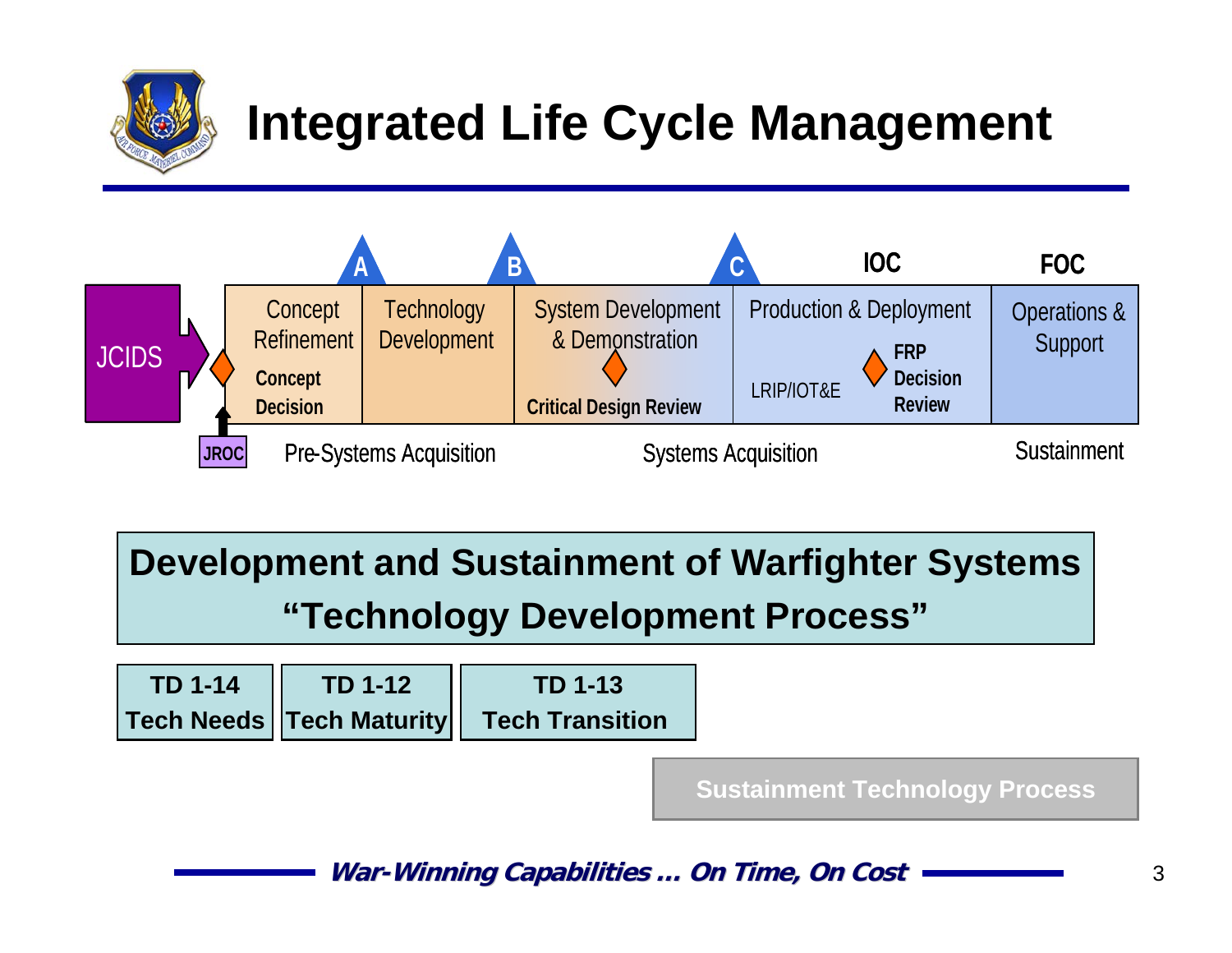# Integrated Life Cycle Management

JCIDS

JROC

| A | | B | C | IOC | FOC |
|---|---|---|---|---|---|
| Concept Refinement | Technology Development | System Development & Demonstration | Production & Deployment | | Operations & Support |
| **Concept Decision** | | **Critical Design Review** | LRIP/IOT&E | **FRP Decision Review** | |

Pre-Systems Acquisition — Systems Acquisition — Sustainment

**Development and Sustainment of Warfighter Systems**
**"Technology Development Process"**

| **TD 1-14 Tech Needs** | **TD 1-12 Tech Maturity** | **TD 1-13 Tech Transition** |
|---|---|---|

**Sustainment Technology Process**

***War-Winning Capabilities … On Time, On Cost***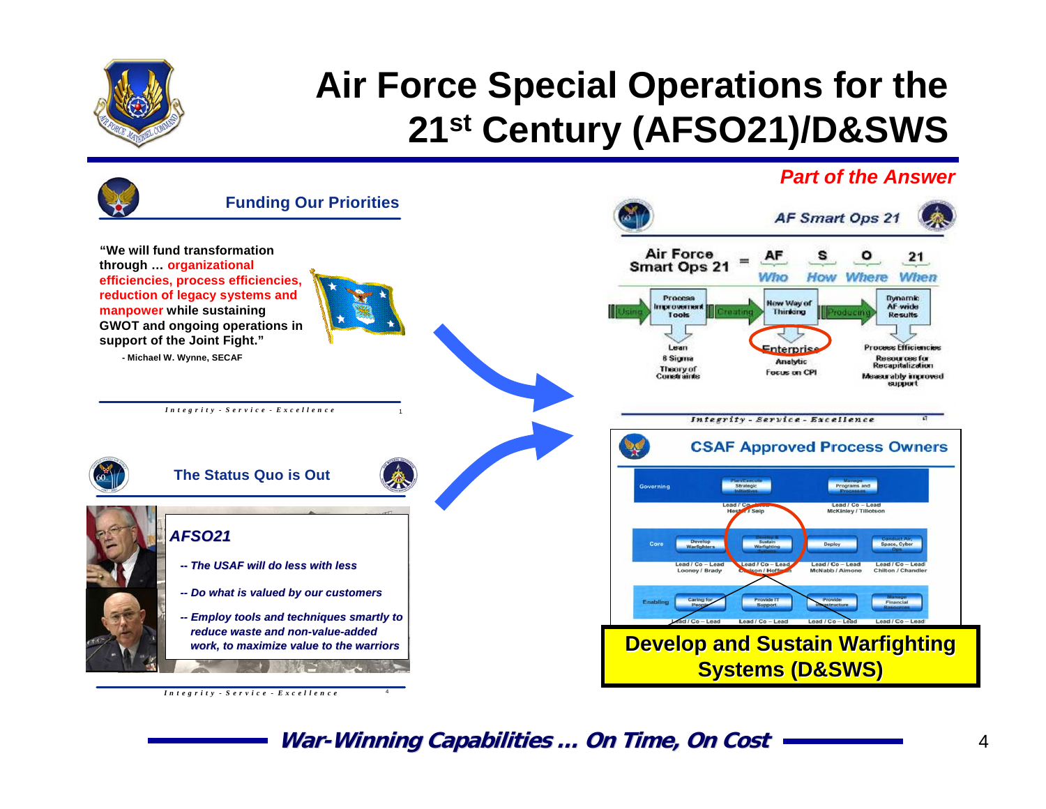# Air Force Special Operations for the 21st Century (AFSO21)/D&SWS

*Part of the Answer*

## Funding Our Priorities

**"We will fund transformation through … organizational efficiencies, process efficiencies, reduction of legacy systems and manpower while sustaining GWOT and ongoing operations in support of the Joint Fight."**

**- Michael W. Wynne, SECAF**

*Integrity - Service - Excellence*

## The Status Quo is Out

***AFSO21***

- ***The USAF will do less with less***
- ***Do what is valued by our customers***
- ***Employ tools and techniques smartly to reduce waste and non-value-added work, to maximize value to the warriors***

*Integrity - Service - Excellence*

## AF Smart Ops 21

Air Force Smart Ops 21 = AF (Who) S (How) O (Where) 21 (When)

Using → Process Improvement Tools → Creating → New Way of Thinking → Producing → Dynamic AF-wide Results

| Process Improvement Tools | New Way of Thinking | Dynamic AF-wide Results |
|---|---|---|
| Lean | Enterprise | Process Efficiencies |
| 6 Sigma | Analytic | Resources for Recapitalization |
| Theory of Constraints | Focus on CPI | Measurably improved support |

*Integrity - Service - Excellence*

## CSAF Approved Process Owners

| | | | | |
|---|---|---|---|---|
| Governing | Plan/Execute Strategic Initiatives | | Manage Programs and Processes | |
| | Lead / Co – Lead Hes… / Seip | | Lead / Co – Lead McKinley / Tillotson | |
| Core | Develop Warfighters | Develop & Sustain Warfighting Systems | Deploy | Conduct Air, Space, Cyber Ops |
| | Lead / Co – Lead Looney / Brady | Lead / Co – Lead C…son / Hoffman | Lead / Co – Lead McNabb / Aimone | Lead / Co – Lead Chilton / Chandler |
| Enabling | Caring for People | Provide IT Support | Provide Infrastructure | Manage Financial Resources |
| | Lead / Co – Lead | Lead / Co – Lead | Lead / Co – Lead | Lead / Co – Lead |

**Develop and Sustain Warfighting Systems (D&SWS)**

***War-Winning Capabilities … On Time, On Cost***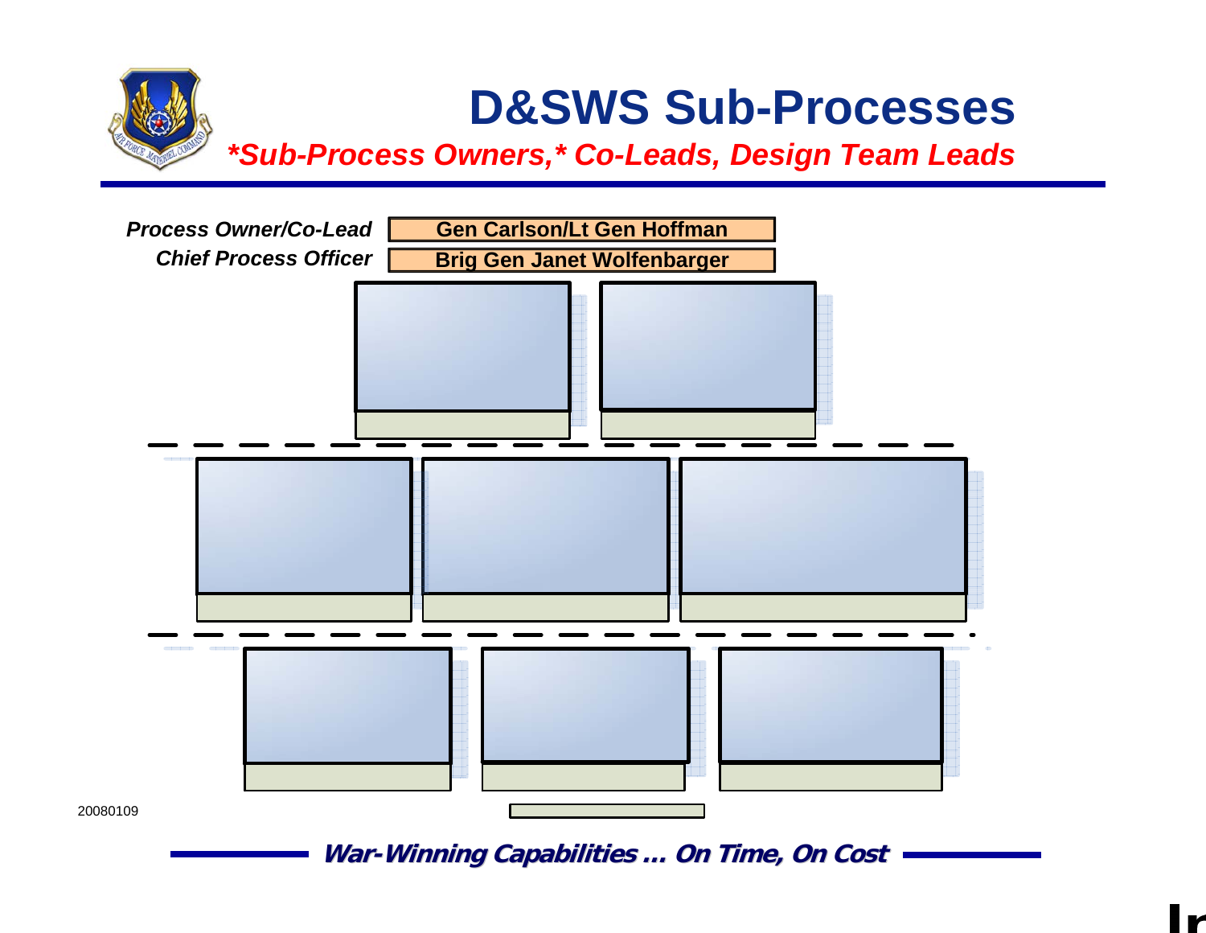# D&SWS Sub-Processes

***Sub-Process Owners,* Co-Leads, Design Team Leads***

| | |
|---|---|
| *Process Owner/Co-Lead* | **Gen Carlson/Lt Gen Hoffman** |
| *Chief Process Officer* | **Brig Gen Janet Wolfenbarger** |

20080109

***War-Winning Capabilities … On Time, On Cost***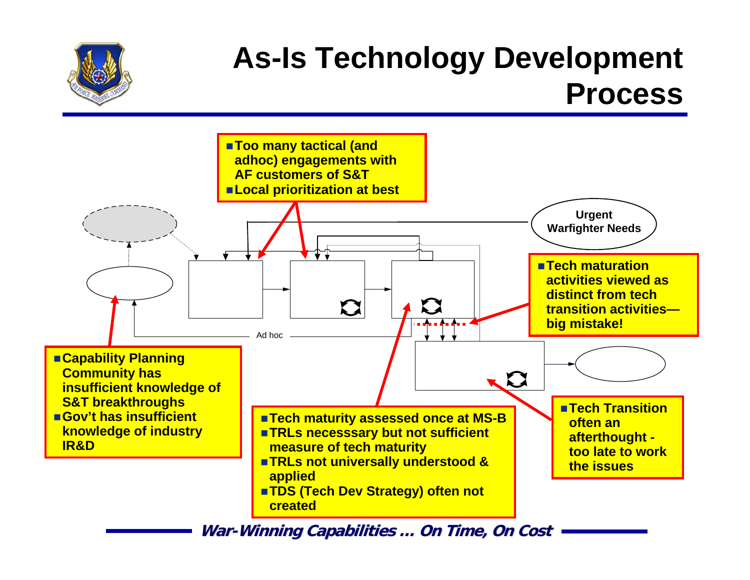# As-Is Technology Development Process

- Too many tactical (and adhoc) engagements with AF customers of S&T
- Local prioritization at best

Urgent Warfighter Needs

- Tech maturation activities viewed as distinct from tech transition activities—big mistake!

Ad hoc

- Capability Planning Community has insufficient knowledge of S&T breakthroughs
- Gov't has insufficient knowledge of industry IR&D

- Tech maturity assessed once at MS-B
- TRLs necesssary but not sufficient measure of tech maturity
- TRLs not universally understood & applied
- TDS (Tech Dev Strategy) often not created

- Tech Transition often an afterthought - too late to work the issues

***War-Winning Capabilities … On Time, On Cost***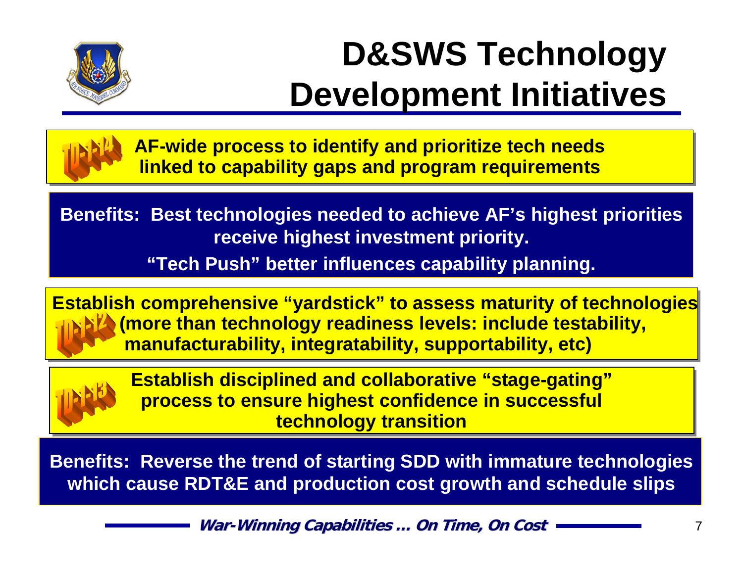# D&SWS Technology Development Initiatives

TD-1-14 **AF-wide process to identify and prioritize tech needs linked to capability gaps and program requirements**

**Benefits: Best technologies needed to achieve AF's highest priorities receive highest investment priority.**

**"Tech Push" better influences capability planning.**

TD-1-12 **Establish comprehensive "yardstick" to assess maturity of technologies (more than technology readiness levels: include testability, manufacturability, integratability, supportability, etc)**

TD-1-13 **Establish disciplined and collaborative "stage-gating" process to ensure highest confidence in successful technology transition**

**Benefits: Reverse the trend of starting SDD with immature technologies which cause RDT&E and production cost growth and schedule slips**

***War-Winning Capabilities … On Time, On Cost***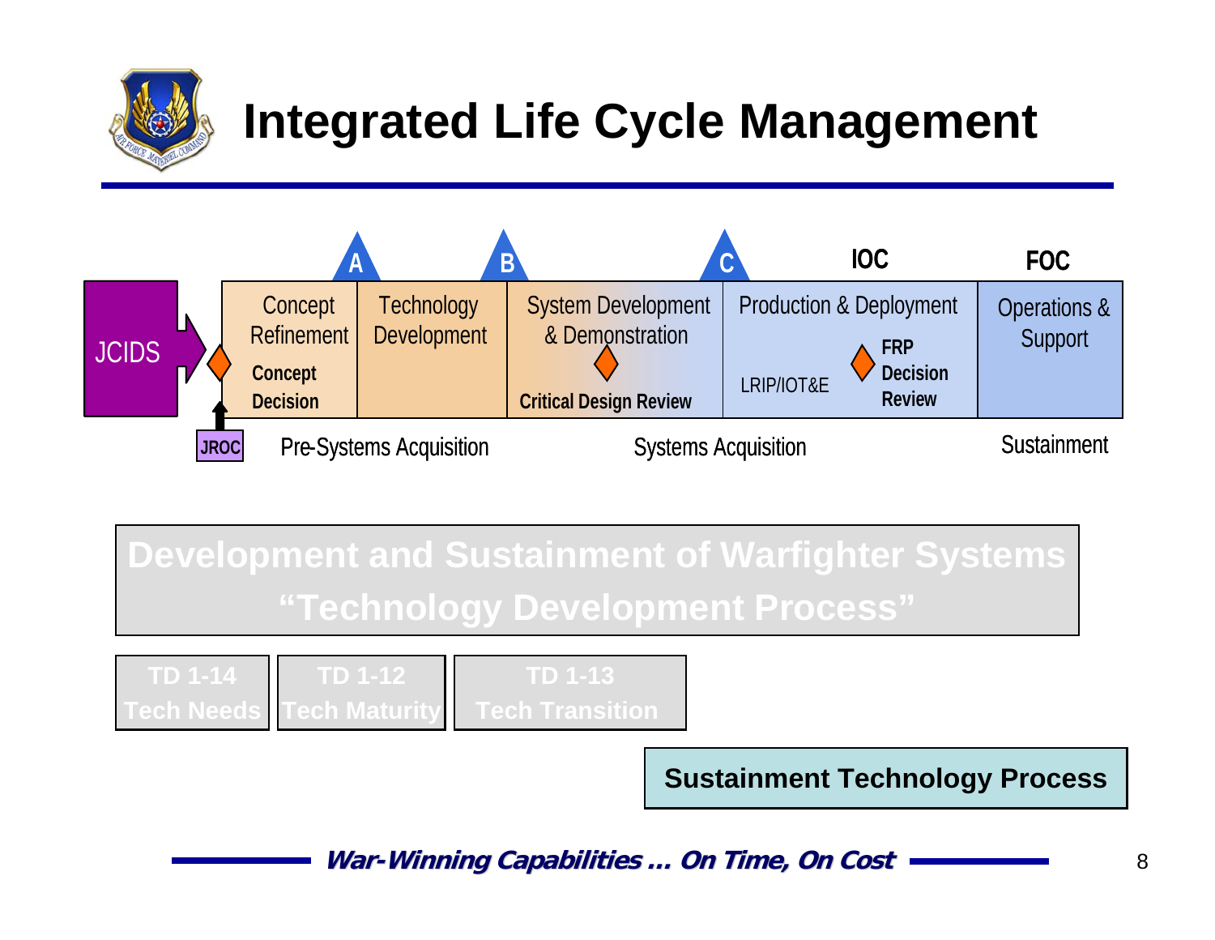# Integrated Life Cycle Management

JCIDS

JROC

| Concept Refinement | Technology Development | System Development & Demonstration | Production & Deployment | Operations & Support |
| --- | --- | --- | --- | --- |
| Concept Decision | | Critical Design Review | LRIP/IOT&E, FRP Decision Review | |

Milestones: A, B, C, IOC, FOC

Pre-Systems Acquisition — Systems Acquisition — Sustainment

**Development and Sustainment of Warfighter Systems**
**"Technology Development Process"**

**TD 1-14 Tech Needs**

**TD 1-12 Tech Maturity**

**TD 1-13 Tech Transition**

**Sustainment Technology Process**

***War-Winning Capabilities … On Time, On Cost***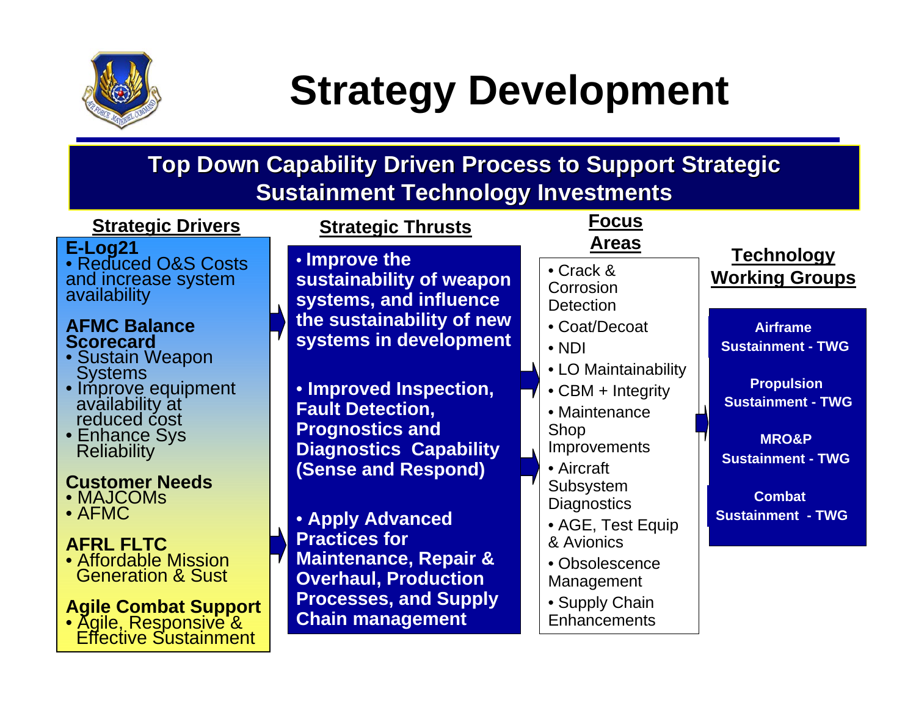# Strategy Development

## Top Down Capability Driven Process to Support Strategic Sustainment Technology Investments

### Strategic Drivers

**E-Log21**
- Reduced O&S Costs and increase system availability

**AFMC Balance Scorecard**
- Sustain Weapon Systems
- Improve equipment availability at reduced cost
- Enhance Sys Reliability

**Customer Needs**
- MAJCOMs
- AFMC

**AFRL FLTC**
- Affordable Mission Generation & Sust

**Agile Combat Support**
- Agile, Responsive & Effective Sustainment

### Strategic Thrusts

- **Improve the sustainability of weapon systems, and influence the sustainability of new systems in development**
- **Improved Inspection, Fault Detection, Prognostics and Diagnostics Capability (Sense and Respond)**
- **Apply Advanced Practices for Maintenance, Repair & Overhaul, Production Processes, and Supply Chain management**

### Focus Areas

- Crack & Corrosion Detection
- Coat/Decoat
- NDI
- LO Maintainability
- CBM + Integrity
- Maintenance Shop Improvements
- Aircraft Subsystem Diagnostics
- AGE, Test Equip & Avionics
- Obsolescence Management
- Supply Chain Enhancements

### Technology Working Groups

- **Airframe Sustainment - TWG**
- **Propulsion Sustainment - TWG**
- **MRO&P Sustainment - TWG**
- **Combat Sustainment - TWG**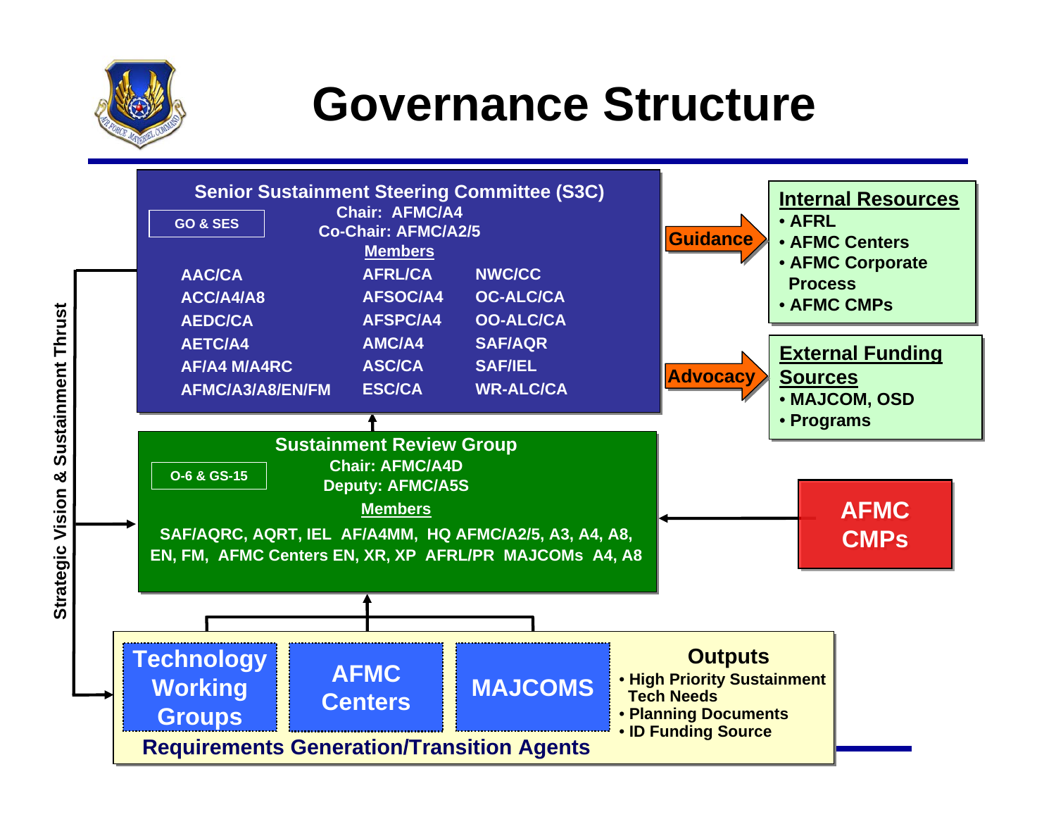# Governance Structure

## Senior Sustainment Steering Committee (S3C)

GO & SES

Chair: AFMC/A4
Co-Chair: AFMC/A2/5

**Members**

| | | |
|---|---|---|
| AAC/CA | AFRL/CA | NWC/CC |
| ACC/A4/A8 | AFSOC/A4 | OC-ALC/CA |
| AEDC/CA | AFSPC/A4 | OO-ALC/CA |
| AETC/A4 | AMC/A4 | SAF/AQR |
| AF/A4 M/A4RC | ASC/CA | SAF/IEL |
| AFMC/A3/A8/EN/FM | ESC/CA | WR-ALC/CA |

Guidance →

**Internal Resources**
- AFRL
- AFMC Centers
- AFMC Corporate Process
- AFMC CMPs

Advocacy →

**External Funding Sources**
- MAJCOM, OSD
- Programs

## Sustainment Review Group

O-6 & GS-15

Chair: AFMC/A4D
Deputy: AFMC/A5S

**Members**

SAF/AQRC, AQRT, IEL AF/A4MM, HQ AFMC/A2/5, A3, A4, A8, EN, FM, AFMC Centers EN, XR, XP AFRL/PR MAJCOMs A4, A8

AFMC CMPs

Strategic Vision & Sustainment Thrust

## Requirements Generation/Transition Agents

- Technology Working Groups
- AFMC Centers
- MAJCOMS

**Outputs**
- High Priority Sustainment Tech Needs
- Planning Documents
- ID Funding Source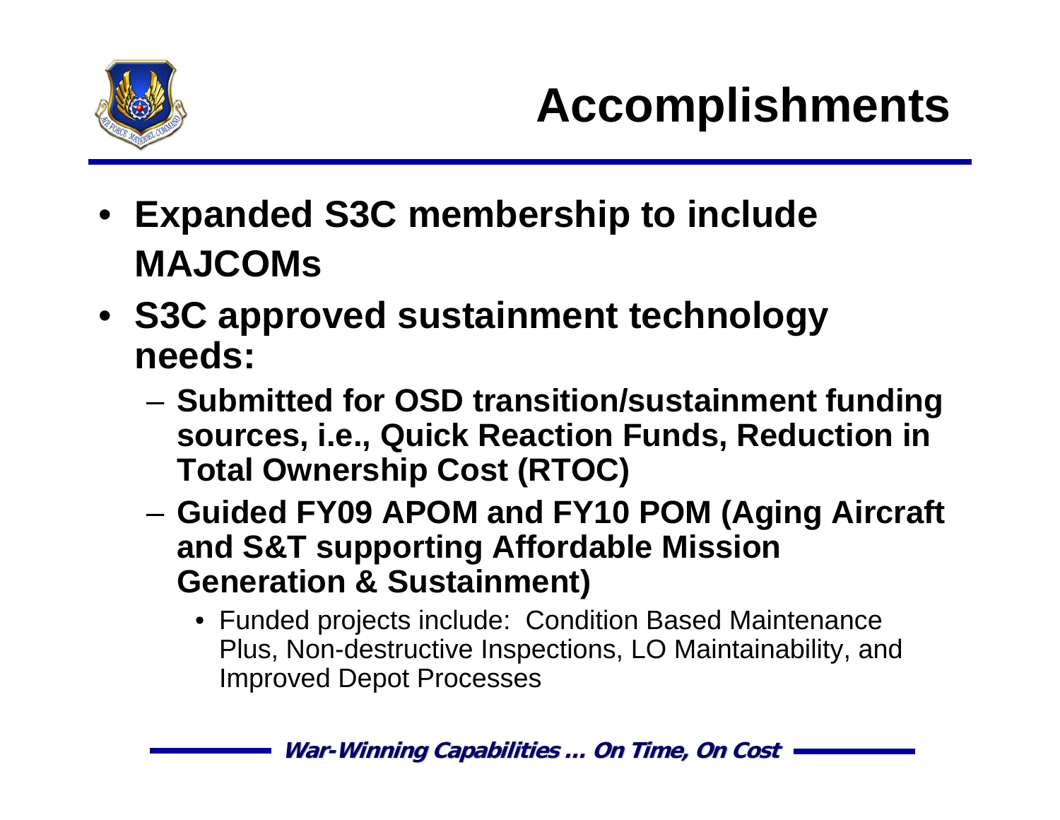# Accomplishments

- **Expanded S3C membership to include MAJCOMs**
- **S3C approved sustainment technology needs:**
  - **Submitted for OSD transition/sustainment funding sources, i.e., Quick Reaction Funds, Reduction in Total Ownership Cost (RTOC)**
  - **Guided FY09 APOM and FY10 POM (Aging Aircraft and S&T supporting Affordable Mission Generation & Sustainment)**
    - Funded projects include: Condition Based Maintenance Plus, Non-destructive Inspections, LO Maintainability, and Improved Depot Processes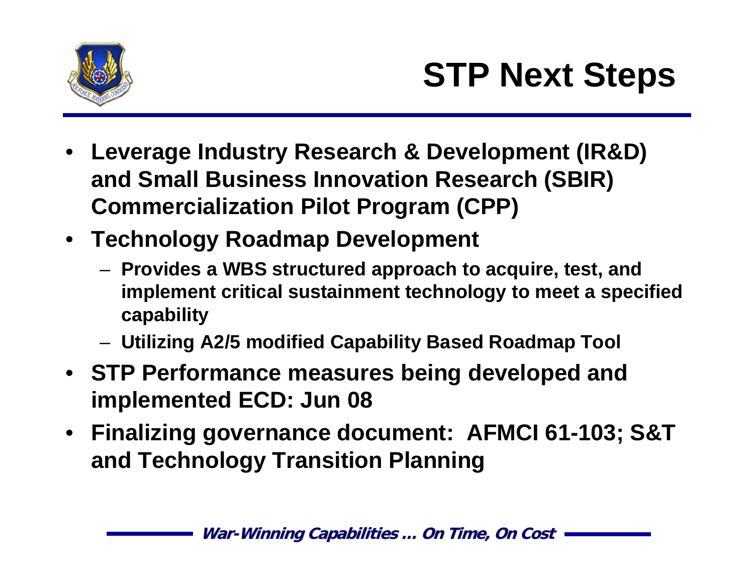# STP Next Steps

- Leverage Industry Research & Development (IR&D) and Small Business Innovation Research (SBIR) Commercialization Pilot Program (CPP)
- Technology Roadmap Development
  - Provides a WBS structured approach to acquire, test, and implement critical sustainment technology to meet a specified capability
  - Utilizing A2/5 modified Capability Based Roadmap Tool
- STP Performance measures being developed and implemented ECD: Jun 08
- Finalizing governance document: AFMCI 61-103; S&T and Technology Transition Planning

*War-Winning Capabilities … On Time, On Cost*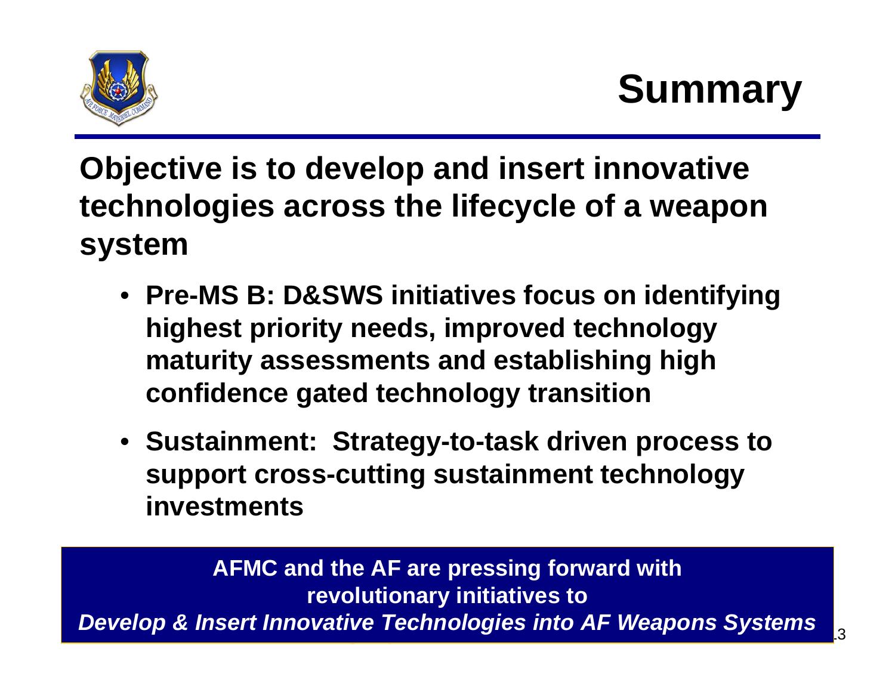# Summary

**Objective is to develop and insert innovative technologies across the lifecycle of a weapon system**

- **Pre-MS B: D&SWS initiatives focus on identifying highest priority needs, improved technology maturity assessments and establishing high confidence gated technology transition**
- **Sustainment: Strategy-to-task driven process to support cross-cutting sustainment technology investments**

**AFMC and the AF are pressing forward with revolutionary initiatives to**
***Develop & Insert Innovative Technologies into AF Weapons Systems***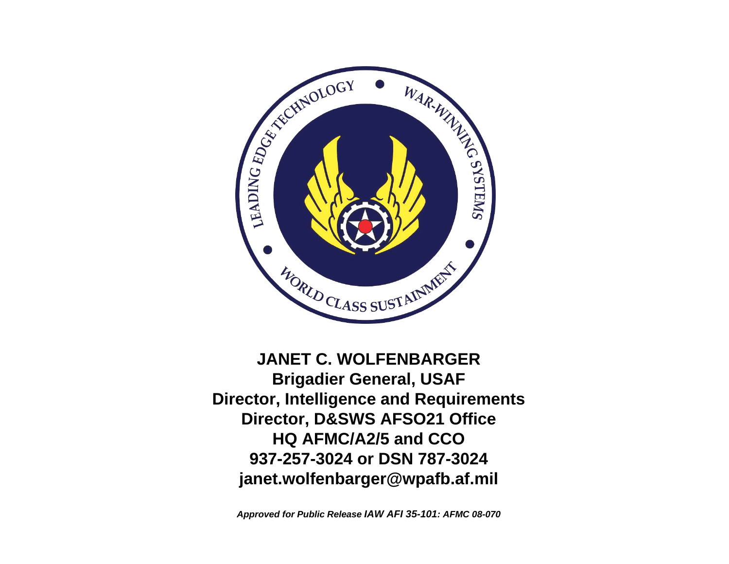LEADING EDGE TECHNOLOGY • WAR-WINNING SYSTEMS • WORLD CLASS SUSTAINMENT

**JANET C. WOLFENBARGER**
**Brigadier General, USAF**
**Director, Intelligence and Requirements**
**Director, D&SWS AFSO21 Office**
**HQ AFMC/A2/5 and CCO**
**937-257-3024 or DSN 787-3024**
**janet.wolfenbarger@wpafb.af.mil**

***Approved for Public Release IAW AFI 35-101: AFMC 08-070***